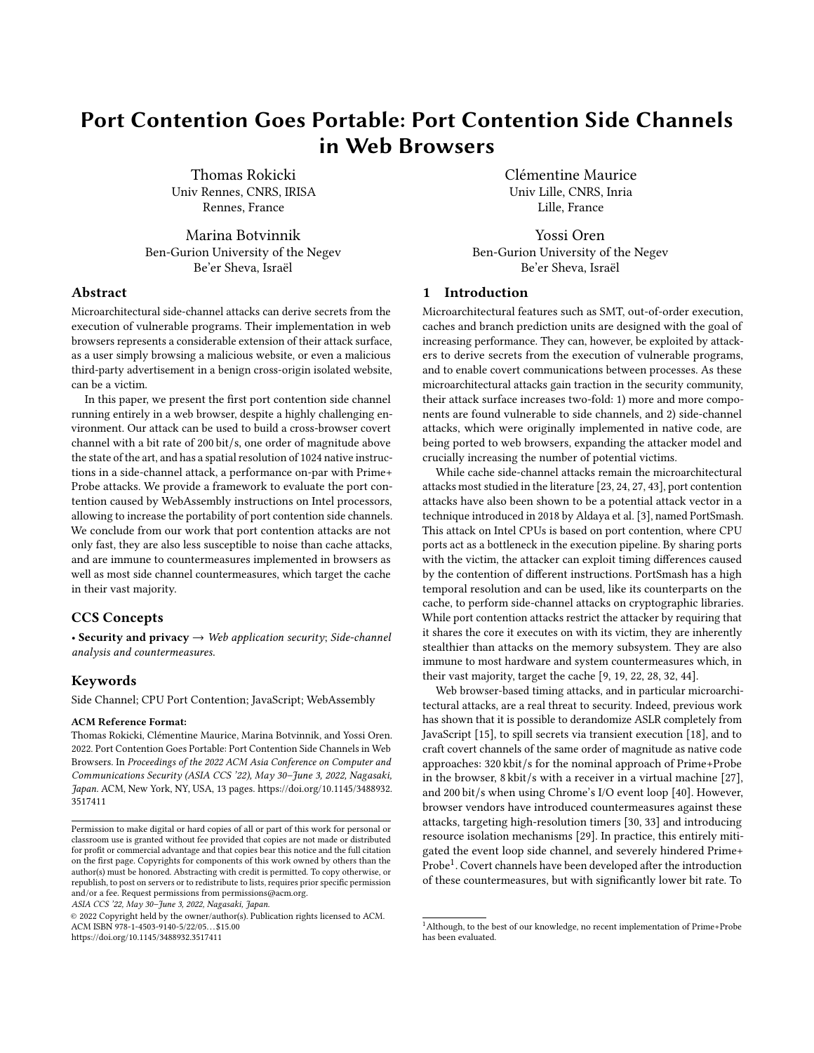# Port Contention Goes Portable: Port Contention Side Channels in Web Browsers

Thomas Rokicki
Univ Rennes, CNRS, IRISA
Rennes, France

Clémentine Maurice
Univ Lille, CNRS, Inria
Lille, France

Marina Botvinnik
Ben-Gurion University of the Negev
Be'er Sheva, Israël

Yossi Oren
Ben-Gurion University of the Negev
Be'er Sheva, Israël

## Abstract

Microarchitectural side-channel attacks can derive secrets from the execution of vulnerable programs. Their implementation in web browsers represents a considerable extension of their attack surface, as a user simply browsing a malicious website, or even a malicious third-party advertisement in a benign cross-origin isolated website, can be a victim.

In this paper, we present the first port contention side channel running entirely in a web browser, despite a highly challenging environment. Our attack can be used to build a cross-browser covert channel with a bit rate of 200 bit/s, one order of magnitude above the state of the art, and has a spatial resolution of 1024 native instructions in a side-channel attack, a performance on-par with Prime+Probe attacks. We provide a framework to evaluate the port contention caused by WebAssembly instructions on Intel processors, allowing to increase the portability of port contention side channels. We conclude from our work that port contention attacks are not only fast, they are also less susceptible to noise than cache attacks, and are immune to countermeasures implemented in browsers as well as most side channel countermeasures, which target the cache in their vast majority.

## CCS Concepts

• **Security and privacy** → *Web application security*; *Side-channel analysis and countermeasures.*

## Keywords

Side Channel; CPU Port Contention; JavaScript; WebAssembly

**ACM Reference Format:**
Thomas Rokicki, Clémentine Maurice, Marina Botvinnik, and Yossi Oren. 2022. Port Contention Goes Portable: Port Contention Side Channels in Web Browsers. In *Proceedings of the 2022 ACM Asia Conference on Computer and Communications Security (ASIA CCS '22), May 30–June 3, 2022, Nagasaki, Japan.* ACM, New York, NY, USA, 13 pages. https://doi.org/10.1145/3488932.3517411

Permission to make digital or hard copies of all or part of this work for personal or classroom use is granted without fee provided that copies are not made or distributed for profit or commercial advantage and that copies bear this notice and the full citation on the first page. Copyrights for components of this work owned by others than the author(s) must be honored. Abstracting with credit is permitted. To copy otherwise, or republish, to post on servers or to redistribute to lists, requires prior specific permission and/or a fee. Request permissions from permissions@acm.org.
*ASIA CCS '22, May 30–June 3, 2022, Nagasaki, Japan.*
© 2022 Copyright held by the owner/author(s). Publication rights licensed to ACM.
ACM ISBN 978-1-4503-9140-5/22/05...$15.00
https://doi.org/10.1145/3488932.3517411

## 1 Introduction

Microarchitectural features such as SMT, out-of-order execution, caches and branch prediction units are designed with the goal of increasing performance. They can, however, be exploited by attackers to derive secrets from the execution of vulnerable programs, and to enable covert communications between processes. As these microarchitectural attacks gain traction in the security community, their attack surface increases two-fold: 1) more and more components are found vulnerable to side channels, and 2) side-channel attacks, which were originally implemented in native code, are being ported to web browsers, expanding the attacker model and crucially increasing the number of potential victims.

While cache side-channel attacks remain the microarchitectural attacks most studied in the literature [23, 24, 27, 43], port contention attacks have also been shown to be a potential attack vector in a technique introduced in 2018 by Aldaya et al. [3], named PortSmash. This attack on Intel CPUs is based on port contention, where CPU ports act as a bottleneck in the execution pipeline. By sharing ports with the victim, the attacker can exploit timing differences caused by the contention of different instructions. PortSmash has a high temporal resolution and can be used, like its counterparts on the cache, to perform side-channel attacks on cryptographic libraries. While port contention attacks restrict the attacker by requiring that it shares the core it executes on with its victim, they are inherently stealthier than attacks on the memory subsystem. They are also immune to most hardware and system countermeasures which, in their vast majority, target the cache [9, 19, 22, 28, 32, 44].

Web browser-based timing attacks, and in particular microarchitectural attacks, are a real threat to security. Indeed, previous work has shown that it is possible to derandomize ASLR completely from JavaScript [15], to spill secrets via transient execution [18], and to craft covert channels of the same order of magnitude as native code approaches: 320 kbit/s for the nominal approach of Prime+Probe in the browser, 8 kbit/s with a receiver in a virtual machine [27], and 200 bit/s when using Chrome's I/O event loop [40]. However, browser vendors have introduced countermeasures against these attacks, targeting high-resolution timers [30, 33] and introducing resource isolation mechanisms [29]. In practice, this entirely mitigated the event loop side channel, and severely hindered Prime+Probe[1]. Covert channels have been developed after the introduction of these countermeasures, but with significantly lower bit rate. To

[1] Although, to the best of our knowledge, no recent implementation of Prime+Probe has been evaluated.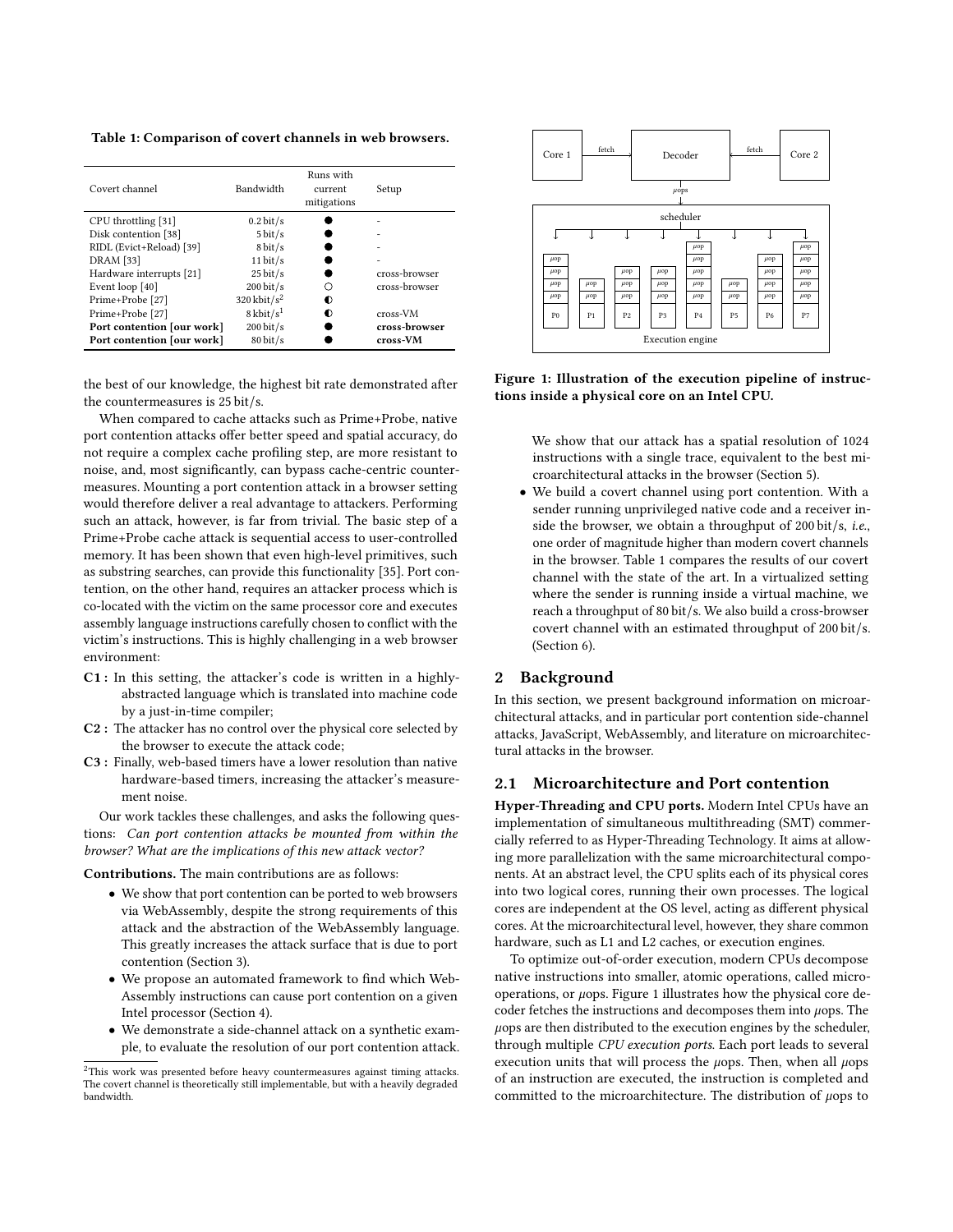**Table 1: Comparison of covert channels in web browsers.**

| Covert channel | Bandwidth | Runs with current mitigations | Setup |
|---|---|---|---|
| CPU throttling [31] | 0.2 bit/s | ● | - |
| Disk contention [38] | 5 bit/s | ● | - |
| RIDL (Evict+Reload) [39] | 8 bit/s | ● | - |
| DRAM [33] | 11 bit/s | ● | - |
| Hardware interrupts [21] | 25 bit/s | ● | cross-browser |
| Event loop [40] | 200 bit/s | ○ | cross-browser |
| Prime+Probe [27] | 320 kbit/s[2] | ◐ | |
| Prime+Probe [27] | 8 kbit/s[1] | ◐ | cross-VM |
| **Port contention [our work]** | **200 bit/s** | ● | **cross-browser** |
| **Port contention [our work]** | **80 bit/s** | ● | **cross-VM** |

the best of our knowledge, the highest bit rate demonstrated after the countermeasures is 25 bit/s.

When compared to cache attacks such as Prime+Probe, native port contention attacks offer better speed and spatial accuracy, do not require a complex cache profiling step, are more resistant to noise, and, most significantly, can bypass cache-centric countermeasures. Mounting a port contention attack in a browser setting would therefore deliver a real advantage to attackers. Performing such an attack, however, is far from trivial. The basic step of a Prime+Probe cache attack is sequential access to user-controlled memory. It has been shown that even high-level primitives, such as substring searches, can provide this functionality [35]. Port contention, on the other hand, requires an attacker process which is co-located with the victim on the same processor core and executes assembly language instructions carefully chosen to conflict with the victim's instructions. This is highly challenging in a web browser environment:

- **C1 :** In this setting, the attacker's code is written in a highly-abstracted language which is translated into machine code by a just-in-time compiler;
- **C2 :** The attacker has no control over the physical core selected by the browser to execute the attack code;
- **C3 :** Finally, web-based timers have a lower resolution than native hardware-based timers, increasing the attacker's measurement noise.

Our work tackles these challenges, and asks the following questions: *Can port contention attacks be mounted from within the browser? What are the implications of this new attack vector?*

**Contributions.** The main contributions are as follows:

- We show that port contention can be ported to web browsers via WebAssembly, despite the strong requirements of this attack and the abstraction of the WebAssembly language. This greatly increases the attack surface that is due to port contention (Section 3).
- We propose an automated framework to find which WebAssembly instructions can cause port contention on a given Intel processor (Section 4).
- We demonstrate a side-channel attack on a synthetic example, to evaluate the resolution of our port contention attack. We show that our attack has a spatial resolution of 1024 instructions with a single trace, equivalent to the best microarchitectural attacks in the browser (Section 5).
- We build a covert channel using port contention. With a sender running unprivileged native code and a receiver inside the browser, we obtain a throughput of 200 bit/s, *i.e.*, one order of magnitude higher than modern covert channels in the browser. Table 1 compares the results of our covert channel with the state of the art. In a virtualized setting where the sender is running inside a virtual machine, we reach a throughput of 80 bit/s. We also build a cross-browser covert channel with an estimated throughput of 200 bit/s. (Section 6).

[2]This work was presented before heavy countermeasures against timing attacks. The covert channel is theoretically still implementable, but with a heavily degraded bandwidth.

**Figure 1: Illustration of the execution pipeline of instructions inside a physical core on an Intel CPU.**

## 2 Background

In this section, we present background information on microarchitectural attacks, and in particular port contention side-channel attacks, JavaScript, WebAssembly, and literature on microarchitectural attacks in the browser.

### 2.1 Microarchitecture and Port contention

**Hyper-Threading and CPU ports.** Modern Intel CPUs have an implementation of simultaneous multithreading (SMT) commercially referred to as Hyper-Threading Technology. It aims at allowing more parallelization with the same microarchitectural components. At an abstract level, the CPU splits each of its physical cores into two logical cores, running their own processes. The logical cores are independent at the OS level, acting as different physical cores. At the microarchitectural level, however, they share common hardware, such as L1 and L2 caches, or execution engines.

To optimize out-of-order execution, modern CPUs decompose native instructions into smaller, atomic operations, called micro-operations, or $\mu$ops. Figure 1 illustrates how the physical core decoder fetches the instructions and decomposes them into $\mu$ops. The $\mu$ops are then distributed to the execution engines by the scheduler, through multiple *CPU execution ports*. Each port leads to several execution units that will process the $\mu$ops. Then, when all $\mu$ops of an instruction are executed, the instruction is completed and committed to the microarchitecture. The distribution of $\mu$ops to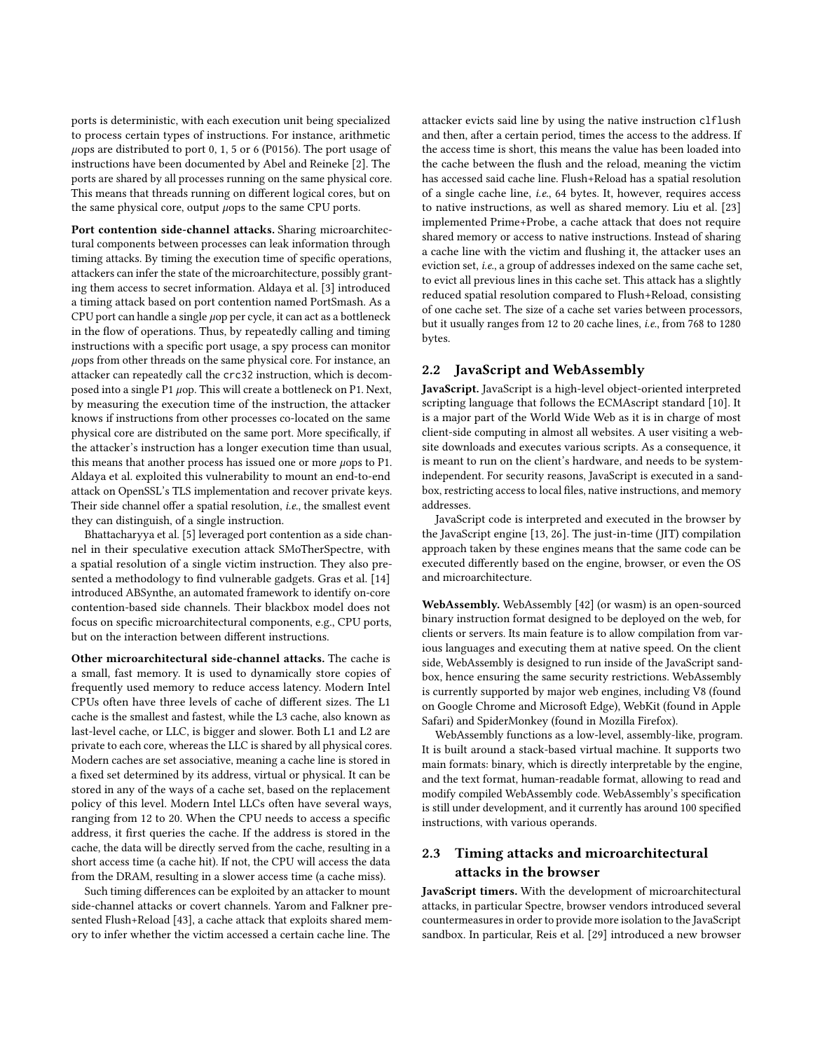ports is deterministic, with each execution unit being specialized to process certain types of instructions. For instance, arithmetic $\mu$ops are distributed to port 0, 1, 5 or 6 (P0156). The port usage of instructions have been documented by Abel and Reineke [2]. The ports are shared by all processes running on the same physical core. This means that threads running on different logical cores, but on the same physical core, output $\mu$ops to the same CPU ports.

**Port contention side-channel attacks.** Sharing microarchitectural components between processes can leak information through timing attacks. By timing the execution time of specific operations, attackers can infer the state of the microarchitecture, possibly granting them access to secret information. Aldaya et al. [3] introduced a timing attack based on port contention named PortSmash. As a CPU port can handle a single $\mu$op per cycle, it can act as a bottleneck in the flow of operations. Thus, by repeatedly calling and timing instructions with a specific port usage, a spy process can monitor $\mu$ops from other threads on the same physical core. For instance, an attacker can repeatedly call the `crc32` instruction, which is decomposed into a single P1 $\mu$op. This will create a bottleneck on P1. Next, by measuring the execution time of the instruction, the attacker knows if instructions from other processes co-located on the same physical core are distributed on the same port. More specifically, if the attacker's instruction has a longer execution time than usual, this means that another process has issued one or more $\mu$ops to P1. Aldaya et al. exploited this vulnerability to mount an end-to-end attack on OpenSSL's TLS implementation and recover private keys. Their side channel offer a spatial resolution, *i.e.*, the smallest event they can distinguish, of a single instruction.

Bhattacharyya et al. [5] leveraged port contention as a side channel in their speculative execution attack SMoTherSpectre, with a spatial resolution of a single victim instruction. They also presented a methodology to find vulnerable gadgets. Gras et al. [14] introduced ABSynthe, an automated framework to identify on-core contention-based side channels. Their blackbox model does not focus on specific microarchitectural components, e.g., CPU ports, but on the interaction between different instructions.

**Other microarchitectural side-channel attacks.** The cache is a small, fast memory. It is used to dynamically store copies of frequently used memory to reduce access latency. Modern Intel CPUs often have three levels of cache of different sizes. The L1 cache is the smallest and fastest, while the L3 cache, also known as last-level cache, or LLC, is bigger and slower. Both L1 and L2 are private to each core, whereas the LLC is shared by all physical cores. Modern caches are set associative, meaning a cache line is stored in a fixed set determined by its address, virtual or physical. It can be stored in any of the ways of a cache set, based on the replacement policy of this level. Modern Intel LLCs often have several ways, ranging from 12 to 20. When the CPU needs to access a specific address, it first queries the cache. If the address is stored in the cache, the data will be directly served from the cache, resulting in a short access time (a cache hit). If not, the CPU will access the data from the DRAM, resulting in a slower access time (a cache miss).

Such timing differences can be exploited by an attacker to mount side-channel attacks or covert channels. Yarom and Falkner presented Flush+Reload [43], a cache attack that exploits shared memory to infer whether the victim accessed a certain cache line. The attacker evicts said line by using the native instruction `clflush` and then, after a certain period, times the access to the address. If the access time is short, this means the value has been loaded into the cache between the flush and the reload, meaning the victim has accessed said cache line. Flush+Reload has a spatial resolution of a single cache line, *i.e.*, 64 bytes. It, however, requires access to native instructions, as well as shared memory. Liu et al. [23] implemented Prime+Probe, a cache attack that does not require shared memory or access to native instructions. Instead of sharing a cache line with the victim and flushing it, the attacker uses an eviction set, *i.e.*, a group of addresses indexed on the same cache set, to evict all previous lines in this cache set. This attack has a slightly reduced spatial resolution compared to Flush+Reload, consisting of one cache set. The size of a cache set varies between processors, but it usually ranges from 12 to 20 cache lines, *i.e.*, from 768 to 1280 bytes.

## 2.2 JavaScript and WebAssembly

**JavaScript.** JavaScript is a high-level object-oriented interpreted scripting language that follows the ECMAscript standard [10]. It is a major part of the World Wide Web as it is in charge of most client-side computing in almost all websites. A user visiting a website downloads and executes various scripts. As a consequence, it is meant to run on the client's hardware, and needs to be system-independent. For security reasons, JavaScript is executed in a sandbox, restricting access to local files, native instructions, and memory addresses.

JavaScript code is interpreted and executed in the browser by the JavaScript engine [13, 26]. The just-in-time (JIT) compilation approach taken by these engines means that the same code can be executed differently based on the engine, browser, or even the OS and microarchitecture.

**WebAssembly.** WebAssembly [42] (or wasm) is an open-sourced binary instruction format designed to be deployed on the web, for clients or servers. Its main feature is to allow compilation from various languages and executing them at native speed. On the client side, WebAssembly is designed to run inside of the JavaScript sandbox, hence ensuring the same security restrictions. WebAssembly is currently supported by major web engines, including V8 (found on Google Chrome and Microsoft Edge), WebKit (found in Apple Safari) and SpiderMonkey (found in Mozilla Firefox).

WebAssembly functions as a low-level, assembly-like, program. It is built around a stack-based virtual machine. It supports two main formats: binary, which is directly interpretable by the engine, and the text format, human-readable format, allowing to read and modify compiled WebAssembly code. WebAssembly's specification is still under development, and it currently has around 100 specified instructions, with various operands.

## 2.3 Timing attacks and microarchitectural attacks in the browser

**JavaScript timers.** With the development of microarchitectural attacks, in particular Spectre, browser vendors introduced several countermeasures in order to provide more isolation to the JavaScript sandbox. In particular, Reis et al. [29] introduced a new browser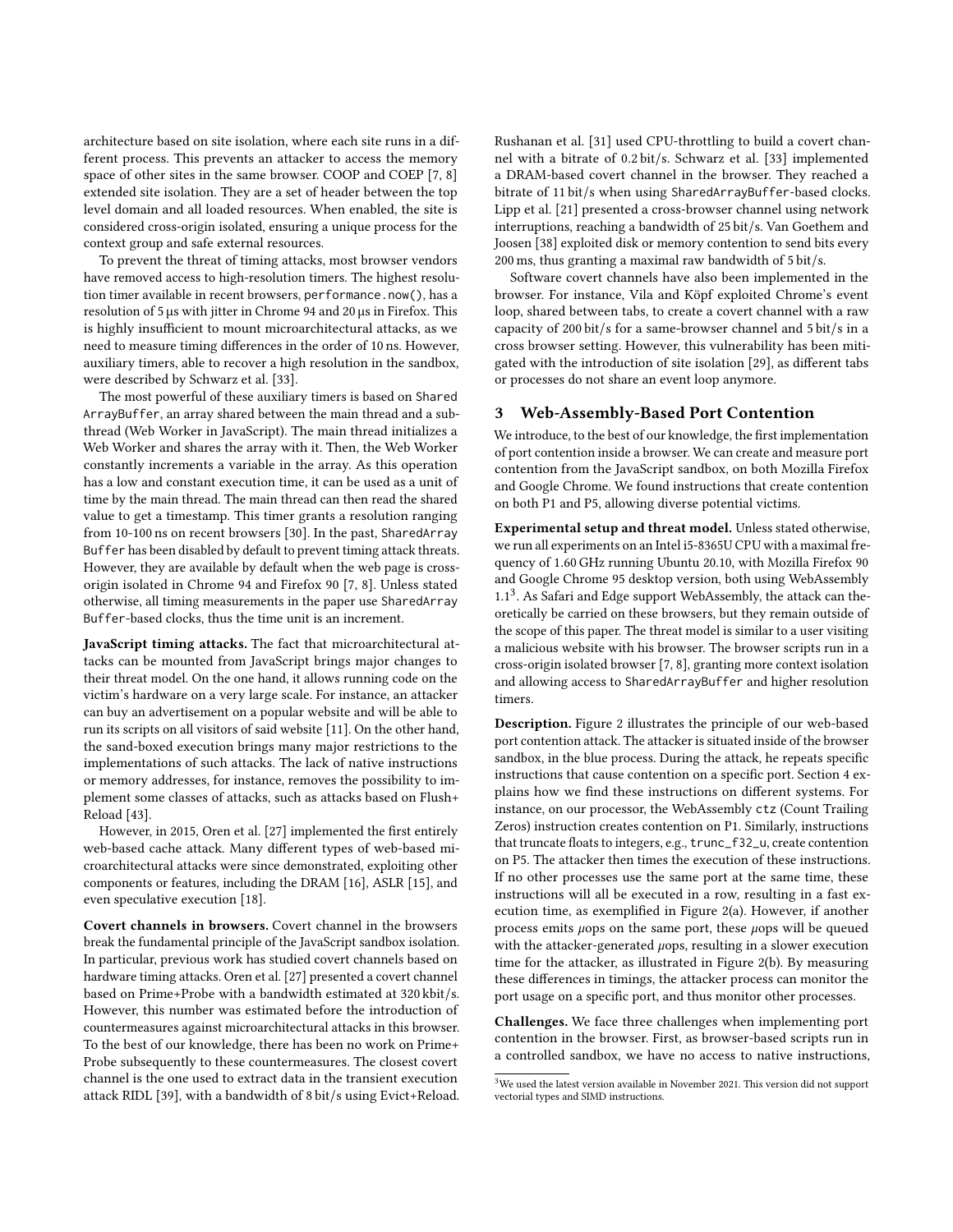architecture based on site isolation, where each site runs in a different process. This prevents an attacker to access the memory space of other sites in the same browser. COOP and COEP [7, 8] extended site isolation. They are a set of header between the top level domain and all loaded resources. When enabled, the site is considered cross-origin isolated, ensuring a unique process for the context group and safe external resources.

To prevent the threat of timing attacks, most browser vendors have removed access to high-resolution timers. The highest resolution timer available in recent browsers, `performance.now()`, has a resolution of 5 µs with jitter in Chrome 94 and 20 µs in Firefox. This is highly insufficient to mount microarchitectural attacks, as we need to measure timing differences in the order of 10 ns. However, auxiliary timers, able to recover a high resolution in the sandbox, were described by Schwarz et al. [33].

The most powerful of these auxiliary timers is based on `SharedArrayBuffer`, an array shared between the main thread and a subthread (Web Worker in JavaScript). The main thread initializes a Web Worker and shares the array with it. Then, the Web Worker constantly increments a variable in the array. As this operation has a low and constant execution time, it can be used as a unit of time by the main thread. The main thread can then read the shared value to get a timestamp. This timer grants a resolution ranging from 10-100 ns on recent browsers [30]. In the past, `SharedArrayBuffer` has been disabled by default to prevent timing attack threats. However, they are available by default when the web page is cross-origin isolated in Chrome 94 and Firefox 90 [7, 8]. Unless stated otherwise, all timing measurements in the paper use `SharedArrayBuffer`-based clocks, thus the time unit is an increment.

**JavaScript timing attacks.** The fact that microarchitectural attacks can be mounted from JavaScript brings major changes to their threat model. On the one hand, it allows running code on the victim's hardware on a very large scale. For instance, an attacker can buy an advertisement on a popular website and will be able to run its scripts on all visitors of said website [11]. On the other hand, the sand-boxed execution brings many major restrictions to the implementations of such attacks. The lack of native instructions or memory addresses, for instance, removes the possibility to implement some classes of attacks, such as attacks based on Flush+Reload [43].

However, in 2015, Oren et al. [27] implemented the first entirely web-based cache attack. Many different types of web-based microarchitectural attacks were since demonstrated, exploiting other components or features, including the DRAM [16], ASLR [15], and even speculative execution [18].

**Covert channels in browsers.** Covert channel in the browsers break the fundamental principle of the JavaScript sandbox isolation. In particular, previous work has studied covert channels based on hardware timing attacks. Oren et al. [27] presented a covert channel based on Prime+Probe with a bandwidth estimated at 320 kbit/s. However, this number was estimated before the introduction of countermeasures against microarchitectural attacks in this browser. To the best of our knowledge, there has been no work on Prime+Probe subsequently to these countermeasures. The closest covert channel is the one used to extract data in the transient execution attack RIDL [39], with a bandwidth of 8 bit/s using Evict+Reload. Rushanan et al. [31] used CPU-throttling to build a covert channel with a bitrate of 0.2 bit/s. Schwarz et al. [33] implemented a DRAM-based covert channel in the browser. They reached a bitrate of 11 bit/s when using `SharedArrayBuffer`-based clocks. Lipp et al. [21] presented a cross-browser channel using network interruptions, reaching a bandwidth of 25 bit/s. Van Goethem and Joosen [38] exploited disk or memory contention to send bits every 200 ms, thus granting a maximal raw bandwidth of 5 bit/s.

Software covert channels have also been implemented in the browser. For instance, Vila and Köpf exploited Chrome's event loop, shared between tabs, to create a covert channel with a raw capacity of 200 bit/s for a same-browser channel and 5 bit/s in a cross browser setting. However, this vulnerability has been mitigated with the introduction of site isolation [29], as different tabs or processes do not share an event loop anymore.

## 3 Web-Assembly-Based Port Contention

We introduce, to the best of our knowledge, the first implementation of port contention inside a browser. We can create and measure port contention from the JavaScript sandbox, on both Mozilla Firefox and Google Chrome. We found instructions that create contention on both P1 and P5, allowing diverse potential victims.

**Experimental setup and threat model.** Unless stated otherwise, we run all experiments on an Intel i5-8365U CPU with a maximal frequency of 1.60 GHz running Ubuntu 20.10, with Mozilla Firefox 90 and Google Chrome 95 desktop version, both using WebAssembly 1.1[3]. As Safari and Edge support WebAssembly, the attack can theoretically be carried on these browsers, but they remain outside of the scope of this paper. The threat model is similar to a user visiting a malicious website with his browser. The browser scripts run in a cross-origin isolated browser [7, 8], granting more context isolation and allowing access to `SharedArrayBuffer` and higher resolution timers.

**Description.** Figure 2 illustrates the principle of our web-based port contention attack. The attacker is situated inside of the browser sandbox, in the blue process. During the attack, he repeats specific instructions that cause contention on a specific port. Section 4 explains how we find these instructions on different systems. For instance, on our processor, the WebAssembly `ctz` (Count Trailing Zeros) instruction creates contention on P1. Similarly, instructions that truncate floats to integers, e.g., `trunc_f32_u`, create contention on P5. The attacker then times the execution of these instructions. If no other processes use the same port at the same time, these instructions will all be executed in a row, resulting in a fast execution time, as exemplified in Figure 2(a). However, if another process emits µops on the same port, these µops will be queued with the attacker-generated µops, resulting in a slower execution time for the attacker, as illustrated in Figure 2(b). By measuring these differences in timings, the attacker process can monitor the port usage on a specific port, and thus monitor other processes.

**Challenges.** We face three challenges when implementing port contention in the browser. First, as browser-based scripts run in a controlled sandbox, we have no access to native instructions,

[3] We used the latest version available in November 2021. This version did not support vectorial types and SIMD instructions.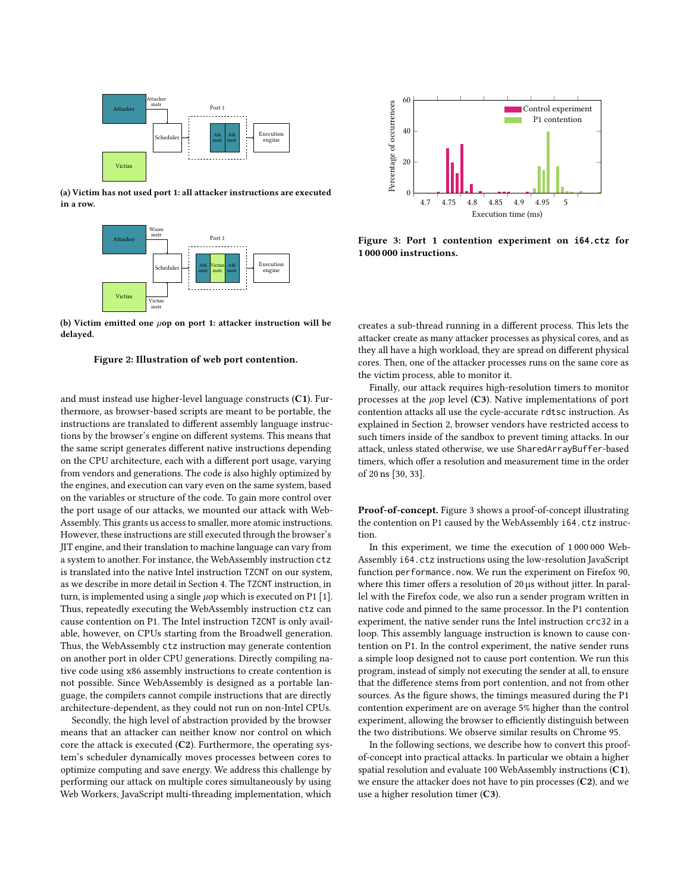(a) **Victim has not used port 1: all attacker instructions are executed in a row.**

(b) **Victim emitted one $\mu$op on port 1: attacker instruction will be delayed.**

**Figure 2: Illustration of web port contention.**

and must instead use higher-level language constructs (**C1**). Furthermore, as browser-based scripts are meant to be portable, the instructions are translated to different assembly language instructions by the browser's engine on different systems. This means that the same script generates different native instructions depending on the CPU architecture, each with a different port usage, varying from vendors and generations. The code is also highly optimized by the engines, and execution can vary even on the same system, based on the variables or structure of the code. To gain more control over the port usage of our attacks, we mounted our attack with WebAssembly. This grants us access to smaller, more atomic instructions. However, these instructions are still executed through the browser's JIT engine, and their translation to machine language can vary from a system to another. For instance, the WebAssembly instruction `ctz` is translated into the native Intel instruction `TZCNT` on our system, as we describe in more detail in Section 4. The `TZCNT` instruction, in turn, is implemented using a single $\mu$op which is executed on P1 [1]. Thus, repeatedly executing the WebAssembly instruction `ctz` can cause contention on P1. The Intel instruction `TZCNT` is only available, however, on CPUs starting from the Broadwell generation. Thus, the WebAssembly `ctz` instruction may generate contention on another port in older CPU generations. Directly compiling native code using x86 assembly instructions to create contention is not possible. Since WebAssembly is designed as a portable language, the compilers cannot compile instructions that are directly architecture-dependent, as they could not run on non-Intel CPUs.

Secondly, the high level of abstraction provided by the browser means that an attacker can neither know nor control on which core the attack is executed (**C2**). Furthermore, the operating system's scheduler dynamically moves processes between cores to optimize computing and save energy. We address this challenge by performing our attack on multiple cores simultaneously by using Web Workers, JavaScript multi-threading implementation, which creates a sub-thread running in a different process. This lets the attacker create as many attacker processes as physical cores, and as they all have a high workload, they are spread on different physical cores. Then, one of the attacker processes runs on the same core as the victim process, able to monitor it.

Finally, our attack requires high-resolution timers to monitor processes at the $\mu$op level (**C3**). Native implementations of port contention attacks all use the cycle-accurate `rdtsc` instruction. As explained in Section 2, browser vendors have restricted access to such timers inside of the sandbox to prevent timing attacks. In our attack, unless stated otherwise, we use `SharedArrayBuffer`-based timers, which offer a resolution and measurement time in the order of 20 ns [30, 33].

**Figure 3: Port 1 contention experiment on `i64.ctz` for 1 000 000 instructions.**

**Proof-of-concept.** Figure 3 shows a proof-of-concept illustrating the contention on P1 caused by the WebAssembly `i64.ctz` instruction.

In this experiment, we time the execution of 1 000 000 WebAssembly `i64.ctz` instructions using the low-resolution JavaScript function `performance.now`. We run the experiment on Firefox 90, where this timer offers a resolution of 20 µs without jitter. In parallel with the Firefox code, we also run a sender program written in native code and pinned to the same processor. In the P1 contention experiment, the native sender runs the Intel instruction `crc32` in a loop. This assembly language instruction is known to cause contention on P1. In the control experiment, the native sender runs a simple loop designed not to cause port contention. We run this program, instead of simply not executing the sender at all, to ensure that the difference stems from port contention, and not from other sources. As the figure shows, the timings measured during the P1 contention experiment are on average 5% higher than the control experiment, allowing the browser to efficiently distinguish between the two distributions. We observe similar results on Chrome 95.

In the following sections, we describe how to convert this proof-of-concept into practical attacks. In particular we obtain a higher spatial resolution and evaluate 100 WebAssembly instructions (**C1**), we ensure the attacker does not have to pin processes (**C2**), and we use a higher resolution timer (**C3**).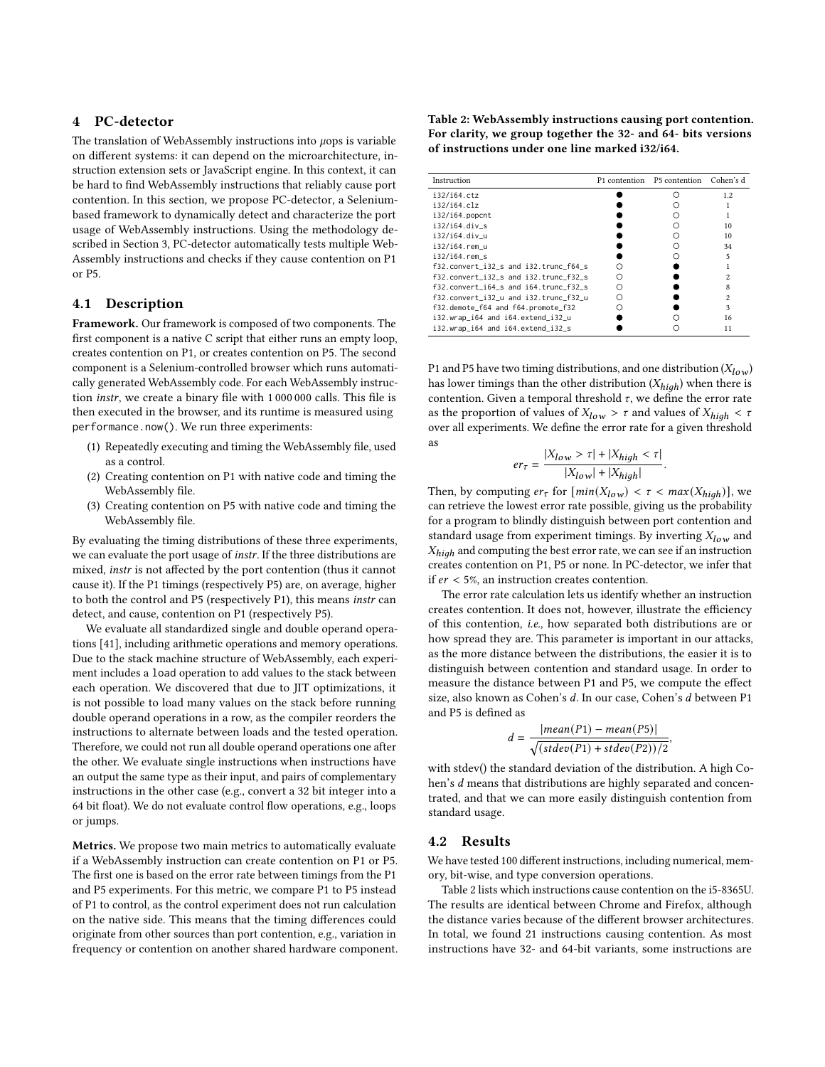## 4 PC-detector

The translation of WebAssembly instructions into $\mu$ops is variable on different systems: it can depend on the microarchitecture, instruction extension sets or JavaScript engine. In this context, it can be hard to find WebAssembly instructions that reliably cause port contention. In this section, we propose PC-detector, a Selenium-based framework to dynamically detect and characterize the port usage of WebAssembly instructions. Using the methodology described in Section 3, PC-detector automatically tests multiple WebAssembly instructions and checks if they cause contention on P1 or P5.

### 4.1 Description

**Framework.** Our framework is composed of two components. The first component is a native C script that either runs an empty loop, creates contention on P1, or creates contention on P5. The second component is a Selenium-controlled browser which runs automatically generated WebAssembly code. For each WebAssembly instruction *instr*, we create a binary file with 1 000 000 calls. This file is then executed in the browser, and its runtime is measured using `performance.now()`. We run three experiments:

1. Repeatedly executing and timing the WebAssembly file, used as a control.
2. Creating contention on P1 with native code and timing the WebAssembly file.
3. Creating contention on P5 with native code and timing the WebAssembly file.

By evaluating the timing distributions of these three experiments, we can evaluate the port usage of *instr*. If the three distributions are mixed, *instr* is not affected by the port contention (thus it cannot cause it). If the P1 timings (respectively P5) are, on average, higher to both the control and P5 (respectively P1), this means *instr* can detect, and cause, contention on P1 (respectively P5).

We evaluate all standardized single and double operand operations [41], including arithmetic operations and memory operations. Due to the stack machine structure of WebAssembly, each experiment includes a `load` operation to add values to the stack between each operation. We discovered that due to JIT optimizations, it is not possible to load many values on the stack before running double operand operations in a row, as the compiler reorders the instructions to alternate between loads and the tested operation. Therefore, we could not run all double operand operations one after the other. We evaluate single instructions when instructions have an output the same type as their input, and pairs of complementary instructions in the other case (e.g., convert a 32 bit integer into a 64 bit float). We do not evaluate control flow operations, e.g., loops or jumps.

**Metrics.** We propose two main metrics to automatically evaluate if a WebAssembly instruction can create contention on P1 or P5. The first one is based on the error rate between timings from the P1 and P5 experiments. For this metric, we compare P1 to P5 instead of P1 to control, as the control experiment does not run calculation on the native side. This means that the timing differences could originate from other sources than port contention, e.g., variation in frequency or contention on another shared hardware component. P1 and P5 have two timing distributions, and one distribution ($X_{low}$) has lower timings than the other distribution ($X_{high}$) when there is contention. Given a temporal threshold $\tau$, we define the error rate as the proportion of values of $X_{low} > \tau$ and values of $X_{high} < \tau$ over all experiments. We define the error rate for a given threshold as

$$er_\tau = \frac{|X_{low} > \tau| + |X_{high} < \tau|}{|X_{low}| + |X_{high}|}.$$

Then, by computing $er_\tau$ for $[min(X_{low}) < \tau < max(X_{high})]$, we can retrieve the lowest error rate possible, giving us the probability for a program to blindly distinguish between port contention and standard usage from experiment timings. By inverting $X_{low}$ and $X_{high}$ and computing the best error rate, we can see if an instruction creates contention on P1, P5 or none. In PC-detector, we infer that if $er < 5\%$, an instruction creates contention.

The error rate calculation lets us identify whether an instruction creates contention. It does not, however, illustrate the efficiency of this contention, *i.e.*, how separated both distributions are or how spread they are. This parameter is important in our attacks, as the more distance between the distributions, the easier it is to distinguish between contention and standard usage. In order to measure the distance between P1 and P5, we compute the effect size, also known as Cohen's $d$. In our case, Cohen's $d$ between P1 and P5 is defined as

$$d = \frac{|mean(P1) - mean(P5)|}{\sqrt{(stdev(P1) + stdev(P2))/2}},$$

with stdev() the standard deviation of the distribution. A high Cohen's $d$ means that distributions are highly separated and concentrated, and that we can more easily distinguish contention from standard usage.

**Table 2: WebAssembly instructions causing port contention. For clarity, we group together the 32- and 64- bits versions of instructions under one line marked i32/i64.**

| Instruction | P1 contention | P5 contention | Cohen's d |
|---|---|---|---|
| i32/i64.ctz | ● | ○ | 1.2 |
| i32/i64.clz | ● | ○ | 1 |
| i32/i64.popcnt | ● | ○ | 1 |
| i32/i64.div_s | ● | ○ | 10 |
| i32/i64.div_u | ● | ○ | 10 |
| i32/i64.rem_u | ● | ○ | 34 |
| i32/i64.rem_s | ● | ○ | 5 |
| f32.convert_i32_s and i32.trunc_f64_s | ○ | ● | 1 |
| f32.convert_i32_s and i32.trunc_f32_s | ○ | ● | 2 |
| f32.convert_i64_s and i64.trunc_f32_s | ○ | ● | 8 |
| f32.convert_i32_u and i32.trunc_f32_u | ○ | ● | 2 |
| f32.demote_f64 and f64.promote_f32 | ○ | ● | 3 |
| i32.wrap_i64 and i64.extend_i32_u | ● | ○ | 16 |
| i32.wrap_i64 and i64.extend_i32_s | ● | ○ | 11 |

### 4.2 Results

We have tested 100 different instructions, including numerical, memory, bit-wise, and type conversion operations.

Table 2 lists which instructions cause contention on the i5-8365U. The results are identical between Chrome and Firefox, although the distance varies because of the different browser architectures. In total, we found 21 instructions causing contention. As most instructions have 32- and 64-bit variants, some instructions are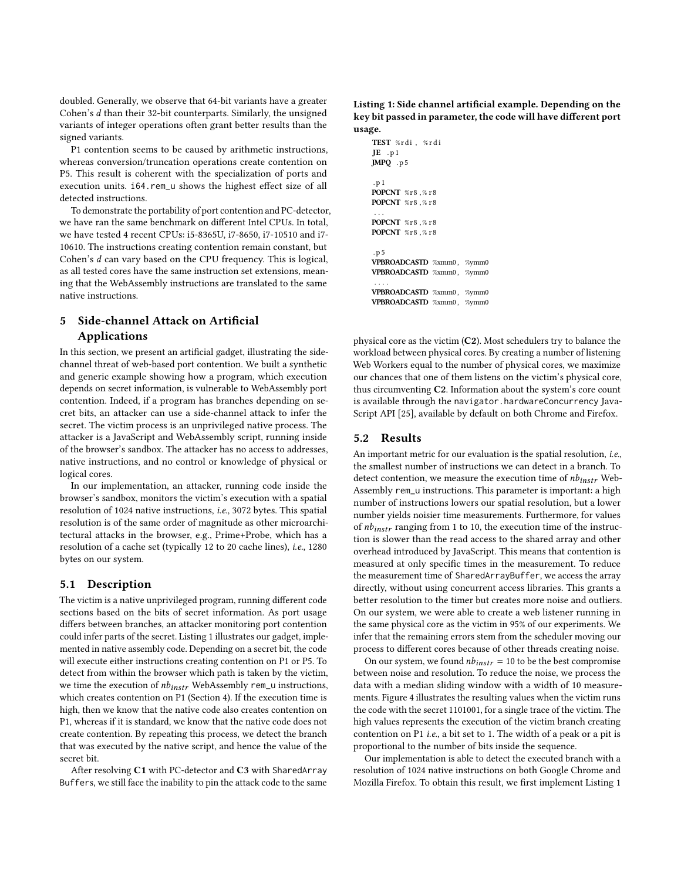doubled. Generally, we observe that 64-bit variants have a greater Cohen's $d$ than their 32-bit counterparts. Similarly, the unsigned variants of integer operations often grant better results than the signed variants.

P1 contention seems to be caused by arithmetic instructions, whereas conversion/truncation operations create contention on P5. This result is coherent with the specialization of ports and execution units. `i64.rem_u` shows the highest effect size of all detected instructions.

To demonstrate the portability of port contention and PC-detector, we have ran the same benchmark on different Intel CPUs. In total, we have tested 4 recent CPUs: i5-8365U, i7-8650, i7-10510 and i7-10610. The instructions creating contention remain constant, but Cohen's $d$ can vary based on the CPU frequency. This is logical, as all tested cores have the same instruction set extensions, meaning that the WebAssembly instructions are translated to the same native instructions.

## 5 Side-channel Attack on Artificial Applications

In this section, we present an artificial gadget, illustrating the side-channel threat of web-based port contention. We built a synthetic and generic example showing how a program, which execution depends on secret information, is vulnerable to WebAssembly port contention. Indeed, if a program has branches depending on secret bits, an attacker can use a side-channel attack to infer the secret. The victim process is an unprivileged native process. The attacker is a JavaScript and WebAssembly script, running inside of the browser's sandbox. The attacker has no access to addresses, native instructions, and no control or knowledge of physical or logical cores.

In our implementation, an attacker, running code inside the browser's sandbox, monitors the victim's execution with a spatial resolution of 1024 native instructions, *i.e.*, 3072 bytes. This spatial resolution is of the same order of magnitude as other microarchitectural attacks in the browser, e.g., Prime+Probe, which has a resolution of a cache set (typically 12 to 20 cache lines), *i.e.*, 1280 bytes on our system.

### 5.1 Description

The victim is a native unprivileged program, running different code sections based on the bits of secret information. As port usage differs between branches, an attacker monitoring port contention could infer parts of the secret. Listing 1 illustrates our gadget, implemented in native assembly code. Depending on a secret bit, the code will execute either instructions creating contention on P1 or P5. To detect from within the browser which path is taken by the victim, we time the execution of $nb_{instr}$ WebAssembly `rem_u` instructions, which creates contention on P1 (Section 4). If the execution time is high, then we know that the native code also creates contention on P1, whereas if it is standard, we know that the native code does not create contention. By repeating this process, we detect the branch that was executed by the native script, and hence the value of the secret bit.

After resolving **C1** with PC-detector and **C3** with `SharedArrayBuffers`, we still face the inability to pin the attack code to the same physical core as the victim (**C2**). Most schedulers try to balance the workload between physical cores. By creating a number of listening Web Workers equal to the number of physical cores, we maximize our chances that one of them listens on the victim's physical core, thus circumventing **C2**. Information about the system's core count is available through the `navigator.hardwareConcurrency` JavaScript API [25], available by default on both Chrome and Firefox.

**Listing 1: Side channel artificial example. Depending on the key bit passed in parameter, the code will have different port usage.**

```
TEST %rdi, %rdi
JE .p1
JMPQ .p5

.p1
POPCNT %r8,%r8
POPCNT %r8,%r8
...
POPCNT %r8,%r8
POPCNT %r8,%r8

.p5
VPBROADCASTD %xmm0, %ymm0
VPBROADCASTD %xmm0, %ymm0
....
VPBROADCASTD %xmm0, %ymm0
VPBROADCASTD %xmm0, %ymm0
```

### 5.2 Results

An important metric for our evaluation is the spatial resolution, *i.e.*, the smallest number of instructions we can detect in a branch. To detect contention, we measure the execution time of $nb_{instr}$ WebAssembly `rem_u` instructions. This parameter is important: a high number of instructions lowers our spatial resolution, but a lower number yields noisier time measurements. Furthermore, for values of $nb_{instr}$ ranging from 1 to 10, the execution time of the instruction is slower than the read access to the shared array and other overhead introduced by JavaScript. This means that contention is measured at only specific times in the measurement. To reduce the measurement time of `SharedArrayBuffer`, we access the array directly, without using concurrent access libraries. This grants a better resolution to the timer but creates more noise and outliers. On our system, we were able to create a web listener running in the same physical core as the victim in 95% of our experiments. We infer that the remaining errors stem from the scheduler moving our process to different cores because of other threads creating noise.

On our system, we found $nb_{instr} = 10$ to be the best compromise between noise and resolution. To reduce the noise, we process the data with a median sliding window with a width of 10 measurements. Figure 4 illustrates the resulting values when the victim runs the code with the secret 1101001, for a single trace of the victim. The high values represents the execution of the victim branch creating contention on P1 *i.e.*, a bit set to 1. The width of a peak or a pit is proportional to the number of bits inside the sequence.

Our implementation is able to detect the executed branch with a resolution of 1024 native instructions on both Google Chrome and Mozilla Firefox. To obtain this result, we first implement Listing 1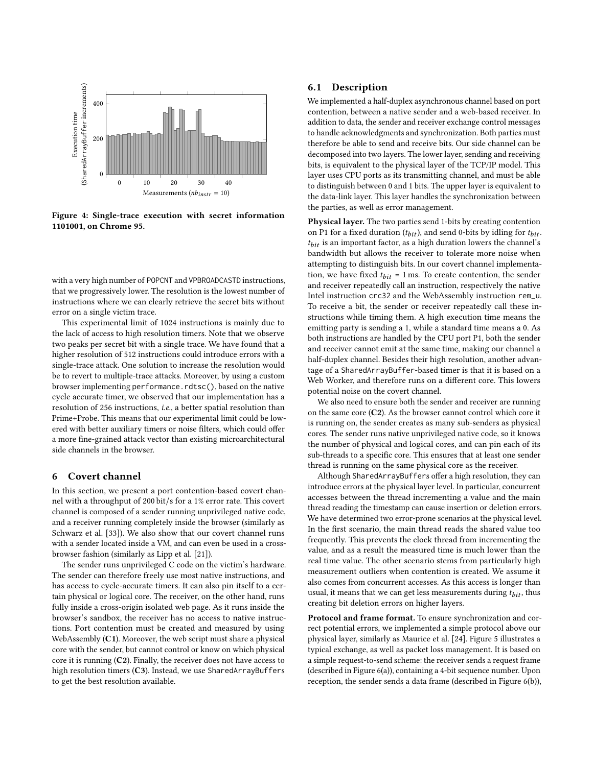Figure 4: Single-trace execution with secret information 1101001, on Chrome 95.

with a very high number of POPCNT and VPBROADCASTD instructions, that we progressively lower. The resolution is the lowest number of instructions where we can clearly retrieve the secret bits without error on a single victim trace.

This experimental limit of 1024 instructions is mainly due to the lack of access to high resolution timers. Note that we observe two peaks per secret bit with a single trace. We have found that a higher resolution of 512 instructions could introduce errors with a single-trace attack. One solution to increase the resolution would be to revert to multiple-trace attacks. Moreover, by using a custom browser implementing `performance.rdtsc()`, based on the native cycle accurate timer, we observed that our implementation has a resolution of 256 instructions, *i.e.*, a better spatial resolution than Prime+Probe. This means that our experimental limit could be lowered with better auxiliary timers or noise filters, which could offer a more fine-grained attack vector than existing microarchitectural side channels in the browser.

## 6 Covert channel

In this section, we present a port contention-based covert channel with a throughput of 200 bit/s for a 1% error rate. This covert channel is composed of a sender running unprivileged native code, and a receiver running completely inside the browser (similarly as Schwarz et al. [33]). We also show that our covert channel runs with a sender located inside a VM, and can even be used in a cross-browser fashion (similarly as Lipp et al. [21]).

The sender runs unprivileged C code on the victim's hardware. The sender can therefore freely use most native instructions, and has access to cycle-accurate timers. It can also pin itself to a certain physical or logical core. The receiver, on the other hand, runs fully inside a cross-origin isolated web page. As it runs inside the browser's sandbox, the receiver has no access to native instructions. Port contention must be created and measured by using WebAssembly (**C1**). Moreover, the web script must share a physical core with the sender, but cannot control or know on which physical core it is running (**C2**). Finally, the receiver does not have access to high resolution timers (**C3**). Instead, we use `SharedArrayBuffers` to get the best resolution available.

### 6.1 Description

We implemented a half-duplex asynchronous channel based on port contention, between a native sender and a web-based receiver. In addition to data, the sender and receiver exchange control messages to handle acknowledgments and synchronization. Both parties must therefore be able to send and receive bits. Our side channel can be decomposed into two layers. The lower layer, sending and receiving bits, is equivalent to the physical layer of the TCP/IP model. This layer uses CPU ports as its transmitting channel, and must be able to distinguish between 0 and 1 bits. The upper layer is equivalent to the data-link layer. This layer handles the synchronization between the parties, as well as error management.

**Physical layer.** The two parties send 1-bits by creating contention on P1 for a fixed duration ($t_{bit}$), and send 0-bits by idling for $t_{bit}$. $t_{bit}$ is an important factor, as a high duration lowers the channel's bandwidth but allows the receiver to tolerate more noise when attempting to distinguish bits. In our covert channel implementation, we have fixed $t_{bit}$ = 1 ms. To create contention, the sender and receiver repeatedly call an instruction, respectively the native Intel instruction `crc32` and the WebAssembly instruction `rem_u`. To receive a bit, the sender or receiver repeatedly call these instructions while timing them. A high execution time means the emitting party is sending a 1, while a standard time means a 0. As both instructions are handled by the CPU port P1, both the sender and receiver cannot emit at the same time, making our channel a half-duplex channel. Besides their high resolution, another advantage of a `SharedArrayBuffer`-based timer is that it is based on a Web Worker, and therefore runs on a different core. This lowers potential noise on the covert channel.

We also need to ensure both the sender and receiver are running on the same core (**C2**). As the browser cannot control which core it is running on, the sender creates as many sub-senders as physical cores. The sender runs native unprivileged native code, so it knows the number of physical and logical cores, and can pin each of its sub-threads to a specific core. This ensures that at least one sender thread is running on the same physical core as the receiver.

Although `SharedArrayBuffers` offer a high resolution, they can introduce errors at the physical layer level. In particular, concurrent accesses between the thread incrementing a value and the main thread reading the timestamp can cause insertion or deletion errors. We have determined two error-prone scenarios at the physical level. In the first scenario, the main thread reads the shared value too frequently. This prevents the clock thread from incrementing the value, and as a result the measured time is much lower than the real time value. The other scenario stems from particularly high measurement outliers when contention is created. We assume it also comes from concurrent accesses. As this access is longer than usual, it means that we can get less measurements during $t_{bit}$, thus creating bit deletion errors on higher layers.

**Protocol and frame format.** To ensure synchronization and correct potential errors, we implemented a simple protocol above our physical layer, similarly as Maurice et al. [24]. Figure 5 illustrates a typical exchange, as well as packet loss management. It is based on a simple request-to-send scheme: the receiver sends a request frame (described in Figure 6(a)), containing a 4-bit sequence number. Upon reception, the sender sends a data frame (described in Figure 6(b)),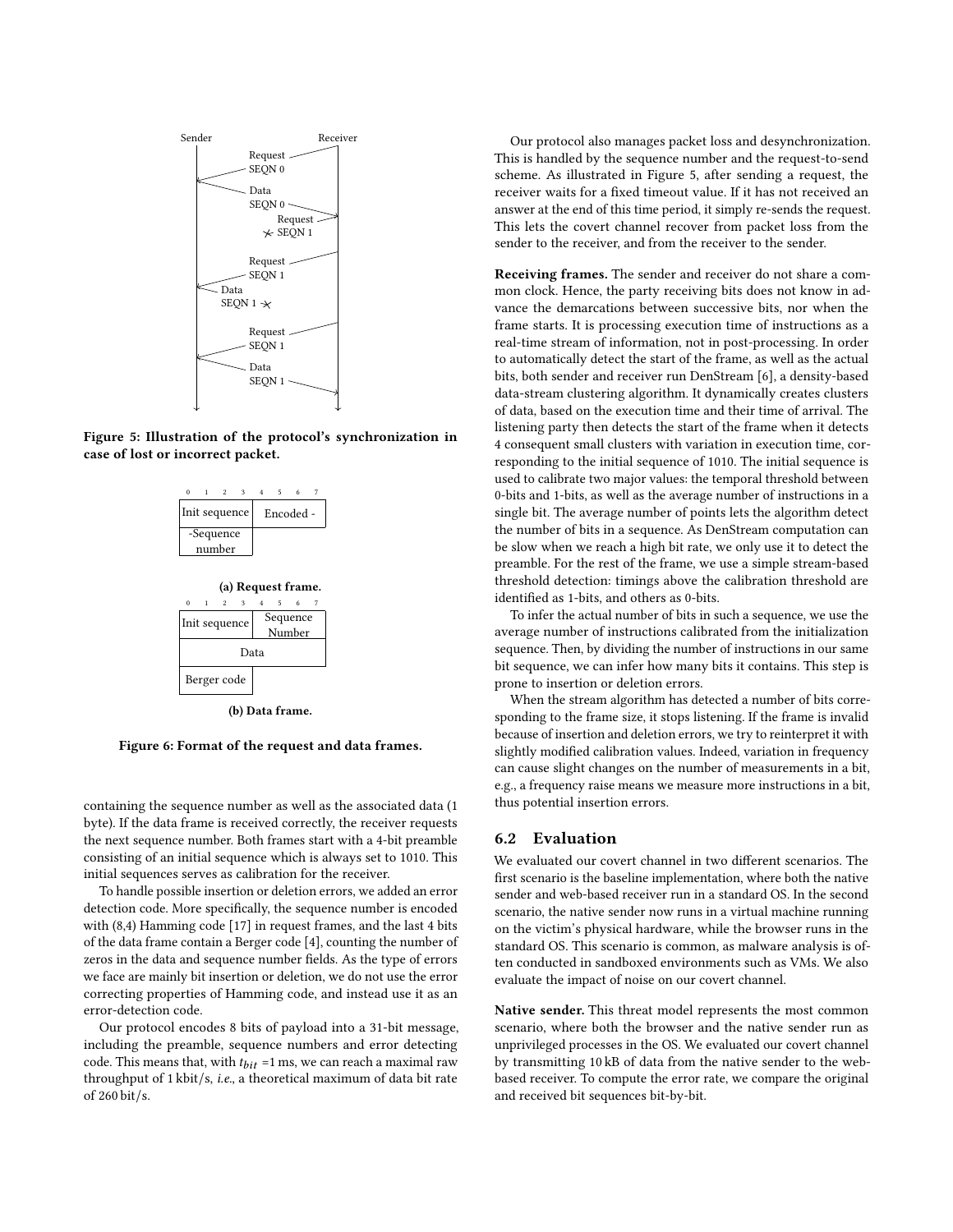Sender Receiver

Request SEQN 0

Data SEQN 0

Request SEQN 1

Request SEQN 1

Data SEQN 1

Request SEQN 1

Data SEQN 1

Figure 5: Illustration of the protocol's synchronization in case of lost or incorrect packet.

| 0 1 2 3 | 4 5 6 7 |
|---|---|
| Init sequence | Encoded - |
| -Sequence number | |

(a) Request frame.

| 0 1 2 3 | 4 5 6 7 |
|---|---|
| Init sequence | Sequence Number |
| Data | |
| Berger code | |

(b) Data frame.

Figure 6: Format of the request and data frames.

containing the sequence number as well as the associated data (1 byte). If the data frame is received correctly, the receiver requests the next sequence number. Both frames start with a 4-bit preamble consisting of an initial sequence which is always set to 1010. This initial sequences serves as calibration for the receiver.

To handle possible insertion or deletion errors, we added an error detection code. More specifically, the sequence number is encoded with (8,4) Hamming code [17] in request frames, and the last 4 bits of the data frame contain a Berger code [4], counting the number of zeros in the data and sequence number fields. As the type of errors we face are mainly bit insertion or deletion, we do not use the error correcting properties of Hamming code, and instead use it as an error-detection code.

Our protocol encodes 8 bits of payload into a 31-bit message, including the preamble, sequence numbers and error detecting code. This means that, with $t_{bit}$ =1 ms, we can reach a maximal raw throughput of 1 kbit/s, *i.e.*, a theoretical maximum of data bit rate of 260 bit/s.

Our protocol also manages packet loss and desynchronization. This is handled by the sequence number and the request-to-send scheme. As illustrated in Figure 5, after sending a request, the receiver waits for a fixed timeout value. If it has not received an answer at the end of this time period, it simply re-sends the request. This lets the covert channel recover from packet loss from the sender to the receiver, and from the receiver to the sender.

**Receiving frames.** The sender and receiver do not share a common clock. Hence, the party receiving bits does not know in advance the demarcations between successive bits, nor when the frame starts. It is processing execution time of instructions as a real-time stream of information, not in post-processing. In order to automatically detect the start of the frame, as well as the actual bits, both sender and receiver run DenStream [6], a density-based data-stream clustering algorithm. It dynamically creates clusters of data, based on the execution time and their time of arrival. The listening party then detects the start of the frame when it detects 4 consequent small clusters with variation in execution time, corresponding to the initial sequence of 1010. The initial sequence is used to calibrate two major values: the temporal threshold between 0-bits and 1-bits, as well as the average number of instructions in a single bit. The average number of points lets the algorithm detect the number of bits in a sequence. As DenStream computation can be slow when we reach a high bit rate, we only use it to detect the preamble. For the rest of the frame, we use a simple stream-based threshold detection: timings above the calibration threshold are identified as 1-bits, and others as 0-bits.

To infer the actual number of bits in such a sequence, we use the average number of instructions calibrated from the initialization sequence. Then, by dividing the number of instructions in our same bit sequence, we can infer how many bits it contains. This step is prone to insertion or deletion errors.

When the stream algorithm has detected a number of bits corresponding to the frame size, it stops listening. If the frame is invalid because of insertion and deletion errors, we try to reinterpret it with slightly modified calibration values. Indeed, variation in frequency can cause slight changes on the number of measurements in a bit, e.g., a frequency raise means we measure more instructions in a bit, thus potential insertion errors.

## 6.2 Evaluation

We evaluated our covert channel in two different scenarios. The first scenario is the baseline implementation, where both the native sender and web-based receiver run in a standard OS. In the second scenario, the native sender now runs in a virtual machine running on the victim's physical hardware, while the browser runs in the standard OS. This scenario is common, as malware analysis is often conducted in sandboxed environments such as VMs. We also evaluate the impact of noise on our covert channel.

**Native sender.** This threat model represents the most common scenario, where both the browser and the native sender run as unprivileged processes in the OS. We evaluated our covert channel by transmitting 10 kB of data from the native sender to the web-based receiver. To compute the error rate, we compare the original and received bit sequences bit-by-bit.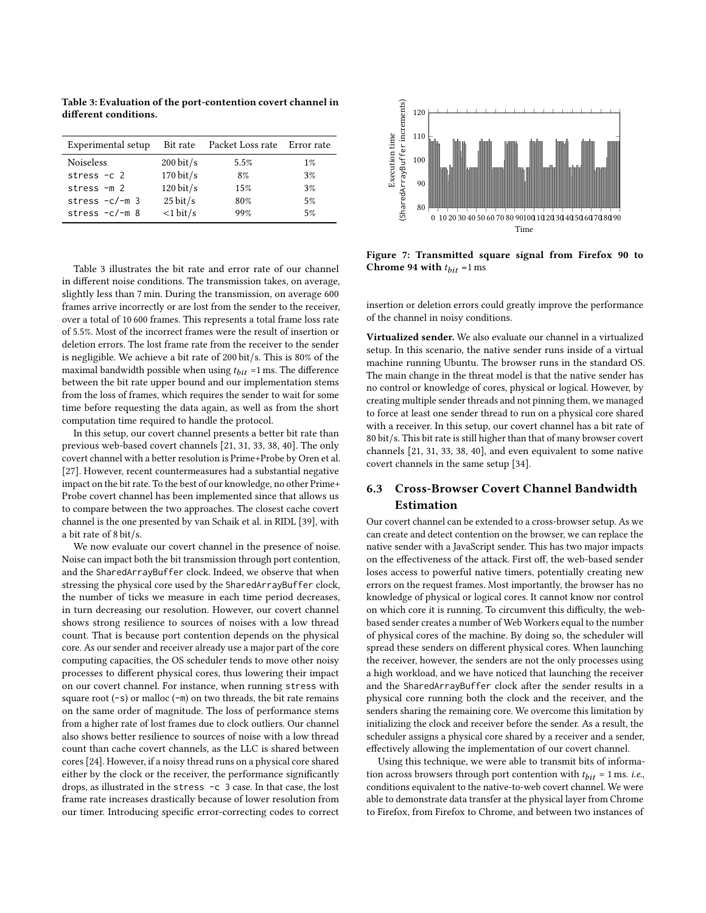**Table 3: Evaluation of the port-contention covert channel in different conditions.**

| Experimental setup | Bit rate | Packet Loss rate | Error rate |
|---|---|---|---|
| Noiseless | 200 bit/s | 5.5% | 1% |
| `stress -c 2` | 170 bit/s | 8% | 3% |
| `stress -m 2` | 120 bit/s | 15% | 3% |
| `stress -c/-m 3` | 25 bit/s | 80% | 5% |
| `stress -c/-m 8` | <1 bit/s | 99% | 5% |

Table 3 illustrates the bit rate and error rate of our channel in different noise conditions. The transmission takes, on average, slightly less than 7 min. During the transmission, on average 600 frames arrive incorrectly or are lost from the sender to the receiver, over a total of 10 600 frames. This represents a total frame loss rate of 5.5%. Most of the incorrect frames were the result of insertion or deletion errors. The lost frame rate from the receiver to the sender is negligible. We achieve a bit rate of 200 bit/s. This is 80% of the maximal bandwidth possible when using $t_{bit}$ =1 ms. The difference between the bit rate upper bound and our implementation stems from the loss of frames, which requires the sender to wait for some time before requesting the data again, as well as from the short computation time required to handle the protocol.

In this setup, our covert channel presents a better bit rate than previous web-based covert channels [21, 31, 33, 38, 40]. The only covert channel with a better resolution is Prime+Probe by Oren et al. [27]. However, recent countermeasures had a substantial negative impact on the bit rate. To the best of our knowledge, no other Prime+Probe covert channel has been implemented since that allows us to compare between the two approaches. The closest cache covert channel is the one presented by van Schaik et al. in RIDL [39], with a bit rate of 8 bit/s.

We now evaluate our covert channel in the presence of noise. Noise can impact both the bit transmission through port contention, and the `SharedArrayBuffer` clock. Indeed, we observe that when stressing the physical core used by the `SharedArrayBuffer` clock, the number of ticks we measure in each time period decreases, in turn decreasing our resolution. However, our covert channel shows strong resilience to sources of noises with a low thread count. That is because port contention depends on the physical core. As our sender and receiver already use a major part of the core computing capacities, the OS scheduler tends to move other noisy processes to different physical cores, thus lowering their impact on our covert channel. For instance, when running `stress` with square root (`-s`) or malloc (`-m`) on two threads, the bit rate remains on the same order of magnitude. The loss of performance stems from a higher rate of lost frames due to clock outliers. Our channel also shows better resilience to sources of noise with a low thread count than cache covert channels, as the LLC is shared between cores [24]. However, if a noisy thread runs on a physical core shared either by the clock or the receiver, the performance significantly drops, as illustrated in the `stress -c 3` case. In that case, the lost frame rate increases drastically because of lower resolution from our timer. Introducing specific error-correcting codes to correct insertion or deletion errors could greatly improve the performance of the channel in noisy conditions.

**Figure 7: Transmitted square signal from Firefox 90 to Chrome 94 with $t_{bit}$ =1 ms**

**Virtualized sender.** We also evaluate our channel in a virtualized setup. In this scenario, the native sender runs inside of a virtual machine running Ubuntu. The browser runs in the standard OS. The main change in the threat model is that the native sender has no control or knowledge of cores, physical or logical. However, by creating multiple sender threads and not pinning them, we managed to force at least one sender thread to run on a physical core shared with a receiver. In this setup, our covert channel has a bit rate of 80 bit/s. This bit rate is still higher than that of many browser covert channels [21, 31, 33, 38, 40], and even equivalent to some native covert channels in the same setup [34].

### 6.3 Cross-Browser Covert Channel Bandwidth Estimation

Our covert channel can be extended to a cross-browser setup. As we can create and detect contention on the browser, we can replace the native sender with a JavaScript sender. This has two major impacts on the effectiveness of the attack. First off, the web-based sender loses access to powerful native timers, potentially creating new errors on the request frames. Most importantly, the browser has no knowledge of physical or logical cores. It cannot know nor control on which core it is running. To circumvent this difficulty, the web-based sender creates a number of Web Workers equal to the number of physical cores of the machine. By doing so, the scheduler will spread these senders on different physical cores. When launching the receiver, however, the senders are not the only processes using a high workload, and we have noticed that launching the receiver and the `SharedArrayBuffer` clock after the sender results in a physical core running both the clock and the receiver, and the senders sharing the remaining core. We overcome this limitation by initializing the clock and receiver before the sender. As a result, the scheduler assigns a physical core shared by a receiver and a sender, effectively allowing the implementation of our covert channel.

Using this technique, we were able to transmit bits of information across browsers through port contention with $t_{bit}$ = 1 ms. *i.e.*, conditions equivalent to the native-to-web covert channel. We were able to demonstrate data transfer at the physical layer from Chrome to Firefox, from Firefox to Chrome, and between two instances of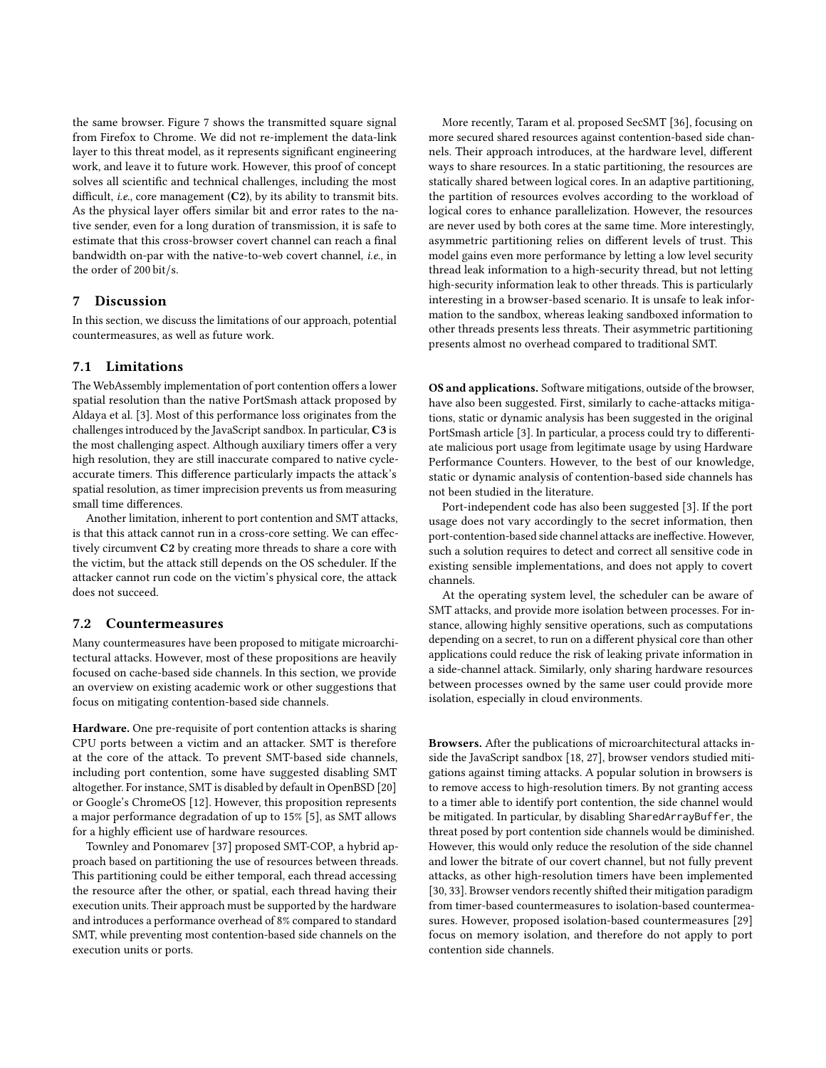the same browser. Figure 7 shows the transmitted square signal from Firefox to Chrome. We did not re-implement the data-link layer to this threat model, as it represents significant engineering work, and leave it to future work. However, this proof of concept solves all scientific and technical challenges, including the most difficult, *i.e.*, core management (**C2**), by its ability to transmit bits. As the physical layer offers similar bit and error rates to the native sender, even for a long duration of transmission, it is safe to estimate that this cross-browser covert channel can reach a final bandwidth on-par with the native-to-web covert channel, *i.e.*, in the order of 200 bit/s.

## 7 Discussion

In this section, we discuss the limitations of our approach, potential countermeasures, as well as future work.

### 7.1 Limitations

The WebAssembly implementation of port contention offers a lower spatial resolution than the native PortSmash attack proposed by Aldaya et al. [3]. Most of this performance loss originates from the challenges introduced by the JavaScript sandbox. In particular, **C3** is the most challenging aspect. Although auxiliary timers offer a very high resolution, they are still inaccurate compared to native cycle-accurate timers. This difference particularly impacts the attack's spatial resolution, as timer imprecision prevents us from measuring small time differences.

Another limitation, inherent to port contention and SMT attacks, is that this attack cannot run in a cross-core setting. We can effectively circumvent **C2** by creating more threads to share a core with the victim, but the attack still depends on the OS scheduler. If the attacker cannot run code on the victim's physical core, the attack does not succeed.

### 7.2 Countermeasures

Many countermeasures have been proposed to mitigate microarchitectural attacks. However, most of these propositions are heavily focused on cache-based side channels. In this section, we provide an overview on existing academic work or other suggestions that focus on mitigating contention-based side channels.

**Hardware.** One pre-requisite of port contention attacks is sharing CPU ports between a victim and an attacker. SMT is therefore at the core of the attack. To prevent SMT-based side channels, including port contention, some have suggested disabling SMT altogether. For instance, SMT is disabled by default in OpenBSD [20] or Google's ChromeOS [12]. However, this proposition represents a major performance degradation of up to 15% [5], as SMT allows for a highly efficient use of hardware resources.

Townley and Ponomarev [37] proposed SMT-COP, a hybrid approach based on partitioning the use of resources between threads. This partitioning could be either temporal, each thread accessing the resource after the other, or spatial, each thread having their execution units. Their approach must be supported by the hardware and introduces a performance overhead of 8% compared to standard SMT, while preventing most contention-based side channels on the execution units or ports.

More recently, Taram et al. proposed SecSMT [36], focusing on more secured shared resources against contention-based side channels. Their approach introduces, at the hardware level, different ways to share resources. In a static partitioning, the resources are statically shared between logical cores. In an adaptive partitioning, the partition of resources evolves according to the workload of logical cores to enhance parallelization. However, the resources are never used by both cores at the same time. More interestingly, asymmetric partitioning relies on different levels of trust. This model gains even more performance by letting a low level security thread leak information to a high-security thread, but not letting high-security information leak to other threads. This is particularly interesting in a browser-based scenario. It is unsafe to leak information to the sandbox, whereas leaking sandboxed information to other threads presents less threats. Their asymmetric partitioning presents almost no overhead compared to traditional SMT.

**OS and applications.** Software mitigations, outside of the browser, have also been suggested. First, similarly to cache-attacks mitigations, static or dynamic analysis has been suggested in the original PortSmash article [3]. In particular, a process could try to differentiate malicious port usage from legitimate usage by using Hardware Performance Counters. However, to the best of our knowledge, static or dynamic analysis of contention-based side channels has not been studied in the literature.

Port-independent code has also been suggested [3]. If the port usage does not vary accordingly to the secret information, then port-contention-based side channel attacks are ineffective. However, such a solution requires to detect and correct all sensitive code in existing sensible implementations, and does not apply to covert channels.

At the operating system level, the scheduler can be aware of SMT attacks, and provide more isolation between processes. For instance, allowing highly sensitive operations, such as computations depending on a secret, to run on a different physical core than other applications could reduce the risk of leaking private information in a side-channel attack. Similarly, only sharing hardware resources between processes owned by the same user could provide more isolation, especially in cloud environments.

**Browsers.** After the publications of microarchitectural attacks inside the JavaScript sandbox [18, 27], browser vendors studied mitigations against timing attacks. A popular solution in browsers is to remove access to high-resolution timers. By not granting access to a timer able to identify port contention, the side channel would be mitigated. In particular, by disabling `SharedArrayBuffer`, the threat posed by port contention side channels would be diminished. However, this would only reduce the resolution of the side channel and lower the bitrate of our covert channel, but not fully prevent attacks, as other high-resolution timers have been implemented [30, 33]. Browser vendors recently shifted their mitigation paradigm from timer-based countermeasures to isolation-based countermeasures. However, proposed isolation-based countermeasures [29] focus on memory isolation, and therefore do not apply to port contention side channels.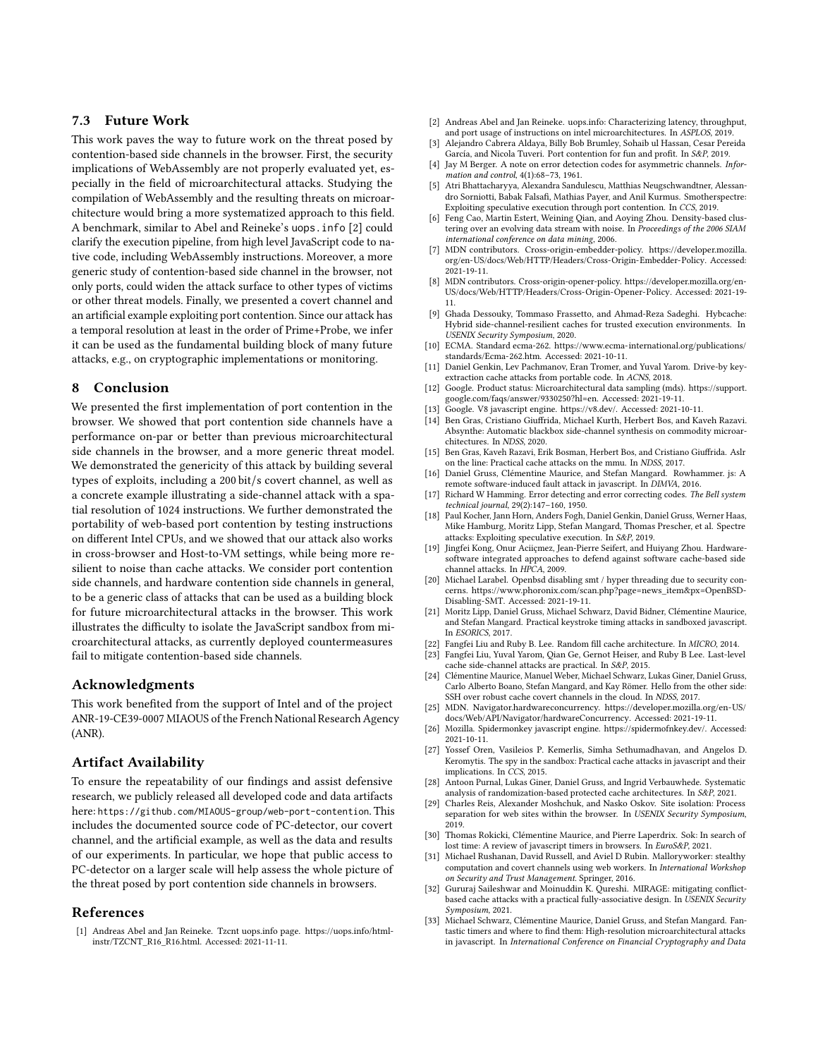### 7.3 Future Work

This work paves the way to future work on the threat posed by contention-based side channels in the browser. First, the security implications of WebAssembly are not properly evaluated yet, especially in the field of microarchitectural attacks. Studying the compilation of WebAssembly and the resulting threats on microarchitecture would bring a more systematized approach to this field. A benchmark, similar to Abel and Reineke's `uops.info` [2] could clarify the execution pipeline, from high level JavaScript code to native code, including WebAssembly instructions. Moreover, a more generic study of contention-based side channel in the browser, not only ports, could widen the attack surface to other types of victims or other threat models. Finally, we presented a covert channel and an artificial example exploiting port contention. Since our attack has a temporal resolution at least in the order of Prime+Probe, we infer it can be used as the fundamental building block of many future attacks, e.g., on cryptographic implementations or monitoring.

## 8 Conclusion

We presented the first implementation of port contention in the browser. We showed that port contention side channels have a performance on-par or better than previous microarchitectural side channels in the browser, and a more generic threat model. We demonstrated the genericity of this attack by building several types of exploits, including a 200 bit/s covert channel, as well as a concrete example illustrating a side-channel attack with a spatial resolution of 1024 instructions. We further demonstrated the portability of web-based port contention by testing instructions on different Intel CPUs, and we showed that our attack also works in cross-browser and Host-to-VM settings, while being more resilient to noise than cache attacks. We consider port contention side channels, and hardware contention side channels in general, to be a generic class of attacks that can be used as a building block for future microarchitectural attacks in the browser. This work illustrates the difficulty to isolate the JavaScript sandbox from microarchitectural attacks, as currently deployed countermeasures fail to mitigate contention-based side channels.

## Acknowledgments

This work benefited from the support of Intel and of the project ANR-19-CE39-0007 MIAOUS of the French National Research Agency (ANR).

## Artifact Availability

To ensure the repeatability of our findings and assist defensive research, we publicly released all developed code and data artifacts here: `https://github.com/MIAOUS-group/web-port-contention`. This includes the documented source code of PC-detector, our covert channel, and the artificial example, as well as the data and results of our experiments. In particular, we hope that public access to PC-detector on a larger scale will help assess the whole picture of the threat posed by port contention side channels in browsers.

## References

[1] Andreas Abel and Jan Reineke. Tzcnt uops.info page. https://uops.info/html-instr/TZCNT_R16_R16.html. Accessed: 2021-11-11.

[2] Andreas Abel and Jan Reineke. uops.info: Characterizing latency, throughput, and port usage of instructions on intel microarchitectures. In *ASPLOS*, 2019.

[3] Alejandro Cabrera Aldaya, Billy Bob Brumley, Sohaib ul Hassan, Cesar Pereida García, and Nicola Tuveri. Port contention for fun and profit. In *S&P*, 2019.

[4] Jay M Berger. A note on error detection codes for asymmetric channels. *Information and control*, 4(1):68–73, 1961.

[5] Atri Bhattacharyya, Alexandra Sandulescu, Matthias Neugschwandtner, Alessandro Sorniotti, Babak Falsafi, Mathias Payer, and Anil Kurmus. Smotherspectre: Exploiting speculative execution through port contention. In *CCS*, 2019.

[6] Feng Cao, Martin Estert, Weining Qian, and Aoying Zhou. Density-based clustering over an evolving data stream with noise. In *Proceedings of the 2006 SIAM international conference on data mining*, 2006.

[7] MDN contributors. Cross-origin-embedder-policy. https://developer.mozilla.org/en-US/docs/Web/HTTP/Headers/Cross-Origin-Embedder-Policy. Accessed: 2021-19-11.

[8] MDN contributors. Cross-origin-opener-policy. https://developer.mozilla.org/en-US/docs/Web/HTTP/Headers/Cross-Origin-Opener-Policy. Accessed: 2021-19-11.

[9] Ghada Dessouky, Tommaso Frassetto, and Ahmad-Reza Sadeghi. Hybcache: Hybrid side-channel-resilient caches for trusted execution environments. In *USENIX Security Symposium*, 2020.

[10] ECMA. Standard ecma-262. https://www.ecma-international.org/publications/standards/Ecma-262.htm. Accessed: 2021-10-11.

[11] Daniel Genkin, Lev Pachmanov, Eran Tromer, and Yuval Yarom. Drive-by key-extraction cache attacks from portable code. In *ACNS*, 2018.

[12] Google. Product status: Microarchitectural data sampling (mds). https://support.google.com/faqs/answer/9330250?hl=en. Accessed: 2021-19-11.

[13] Google. V8 javascript engine. https://v8.dev/. Accessed: 2021-10-11.

[14] Ben Gras, Cristiano Giuffrida, Michael Kurth, Herbert Bos, and Kaveh Razavi. Absynthe: Automatic blackbox side-channel synthesis on commodity microarchitectures. In *NDSS*, 2020.

[15] Ben Gras, Kaveh Razavi, Erik Bosman, Herbert Bos, and Cristiano Giuffrida. Aslr on the line: Practical cache attacks on the mmu. In *NDSS*, 2017.

[16] Daniel Gruss, Clémentine Maurice, and Stefan Mangard. Rowhammer. js: A remote software-induced fault attack in javascript. In *DIMVA*, 2016.

[17] Richard W Hamming. Error detecting and error correcting codes. *The Bell system technical journal*, 29(2):147–160, 1950.

[18] Paul Kocher, Jann Horn, Anders Fogh, Daniel Genkin, Daniel Gruss, Werner Haas, Mike Hamburg, Moritz Lipp, Stefan Mangard, Thomas Prescher, et al. Spectre attacks: Exploiting speculative execution. In *S&P*, 2019.

[19] Jingfei Kong, Onur Aciiçmez, Jean-Pierre Seifert, and Huiyang Zhou. Hardware-software integrated approaches to defend against software cache-based side channel attacks. In *HPCA*, 2009.

[20] Michael Larabel. Openbsd disabling smt / hyper threading due to security concerns. https://www.phoronix.com/scan.php?page=news_item&px=OpenBSD-Disabling-SMT. Accessed: 2021-19-11.

[21] Moritz Lipp, Daniel Gruss, Michael Schwarz, David Bidner, Clémentine Maurice, and Stefan Mangard. Practical keystroke timing attacks in sandboxed javascript. In *ESORICS*, 2017.

[22] Fangfei Liu and Ruby B. Lee. Random fill cache architecture. In *MICRO*, 2014.

[23] Fangfei Liu, Yuval Yarom, Qian Ge, Gernot Heiser, and Ruby B Lee. Last-level cache side-channel attacks are practical. In *S&P*, 2015.

[24] Clémentine Maurice, Manuel Weber, Michael Schwarz, Lukas Giner, Daniel Gruss, Carlo Alberto Boano, Stefan Mangard, and Kay Römer. Hello from the other side: SSH over robust cache covert channels in the cloud. In *NDSS*, 2017.

[25] MDN. Navigator.hardwareconcurrency. https://developer.mozilla.org/en-US/docs/Web/API/Navigator/hardwareConcurrency. Accessed: 2021-19-11.

[26] Mozilla. Spidermonkey javascript engine. https://spidermofnkey.dev/. Accessed: 2021-10-11.

[27] Yossef Oren, Vasileios P. Kemerlis, Simha Sethumadhavan, and Angelos D. Keromytis. The spy in the sandbox: Practical cache attacks in javascript and their implications. In *CCS*, 2015.

[28] Antoon Purnal, Lukas Giner, Daniel Gruss, and Ingrid Verbauwhede. Systematic analysis of randomization-based protected cache architectures. In *S&P*, 2021.

[29] Charles Reis, Alexander Moshchuk, and Nasko Oskov. Site isolation: Process separation for web sites within the browser. In *USENIX Security Symposium*, 2019.

[30] Thomas Rokicki, Clémentine Maurice, and Pierre Laperdrix. Sok: In search of lost time: A review of javascript timers in browsers. In *EuroS&P*, 2021.

[31] Michael Rushanan, David Russell, and Aviel D Rubin. Malloryworker: stealthy computation and covert channels using web workers. In *International Workshop on Security and Trust Management*. Springer, 2016.

[32] Gururaj Saileshwar and Moinuddin K. Qureshi. MIRAGE: mitigating conflict-based cache attacks with a practical fully-associative design. In *USENIX Security Symposium*, 2021.

[33] Michael Schwarz, Clémentine Maurice, Daniel Gruss, and Stefan Mangard. Fantastic timers and where to find them: High-resolution microarchitectural attacks in javascript. In *International Conference on Financial Cryptography and Data*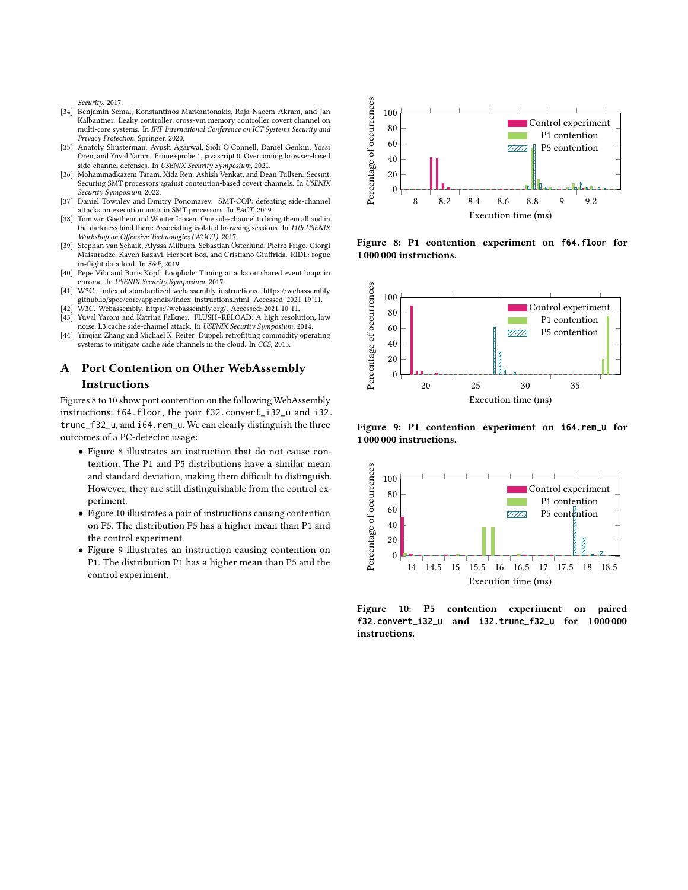Security, 2017.

[34] Benjamin Semal, Konstantinos Markantonakis, Raja Naeem Akram, and Jan Kalbantner. Leaky controller: cross-vm memory controller covert channel on multi-core systems. In *IFIP International Conference on ICT Systems Security and Privacy Protection*. Springer, 2020.

[35] Anatoly Shusterman, Ayush Agarwal, Sioli O'Connell, Daniel Genkin, Yossi Oren, and Yuval Yarom. Prime+probe 1, javascript 0: Overcoming browser-based side-channel defenses. In *USENIX Security Symposium*, 2021.

[36] Mohammadkazem Taram, Xida Ren, Ashish Venkat, and Dean Tullsen. Secsmt: Securing SMT processors against contention-based covert channels. In *USENIX Security Symposium*, 2022.

[37] Daniel Townley and Dmitry Ponomarev. SMT-COP: defeating side-channel attacks on execution units in SMT processors. In *PACT*, 2019.

[38] Tom van Goethem and Wouter Joosen. One side-channel to bring them all and in the darkness bind them: Associating isolated browsing sessions. In *11th USENIX Workshop on Offensive Technologies (WOOT)*, 2017.

[39] Stephan van Schaik, Alyssa Milburn, Sebastian Österlund, Pietro Frigo, Giorgi Maisuradze, Kaveh Razavi, Herbert Bos, and Cristiano Giuffrida. RIDL: rogue in-flight data load. In *S&P*, 2019.

[40] Pepe Vila and Boris Köpf. Loophole: Timing attacks on shared event loops in chrome. In *USENIX Security Symposium*, 2017.

[41] W3C. Index of standardized webassembly instructions. https://webassembly.github.io/spec/core/appendix/index-instructions.html. Accessed: 2021-19-11.

[42] W3C. Webassembly. https://webassembly.org/. Accessed: 2021-10-11.

[43] Yuval Yarom and Katrina Falkner. FLUSH+RELOAD: A high resolution, low noise, L3 cache side-channel attack. In *USENIX Security Symposium*, 2014.

[44] Yinqian Zhang and Michael K. Reiter. Düppel: retrofitting commodity operating systems to mitigate cache side channels in the cloud. In *CCS*, 2013.

# A Port Contention on Other WebAssembly Instructions

Figures 8 to 10 show port contention on the following WebAssembly instructions: `f64.floor`, the pair `f32.convert_i32_u` and `i32.trunc_f32_u`, and `i64.rem_u`. We can clearly distinguish the three outcomes of a PC-detector usage:

- Figure 8 illustrates an instruction that do not cause contention. The P1 and P5 distributions have a similar mean and standard deviation, making them difficult to distinguish. However, they are still distinguishable from the control experiment.
- Figure 10 illustrates a pair of instructions causing contention on P5. The distribution P5 has a higher mean than P1 and the control experiment.
- Figure 9 illustrates an instruction causing contention on P1. The distribution P1 has a higher mean than P5 and the control experiment.

Percentage of occurrences
100
80
60
40
20
0
8
8.2
8.4
8.6
8.8
9
9.2
Execution time (ms)
Control experiment
P1 contention
P5 contention

**Figure 8: P1 contention experiment on `f64.floor` for 1 000 000 instructions.**

Percentage of occurrences
100
80
60
40
20
0
20
25
30
35
Execution time (ms)
Control experiment
P1 contention
P5 contention

**Figure 9: P1 contention experiment on `i64.rem_u` for 1 000 000 instructions.**

Percentage of occurrences
100
80
60
40
20
0
14
14.5
15
15.5
16
16.5
17
17.5
18
18.5
Execution time (ms)
Control experiment
P1 contention
P5 contention

**Figure 10: P5 contention experiment on paired `f32.convert_i32_u` and `i32.trunc_f32_u` for 1 000 000 instructions.**